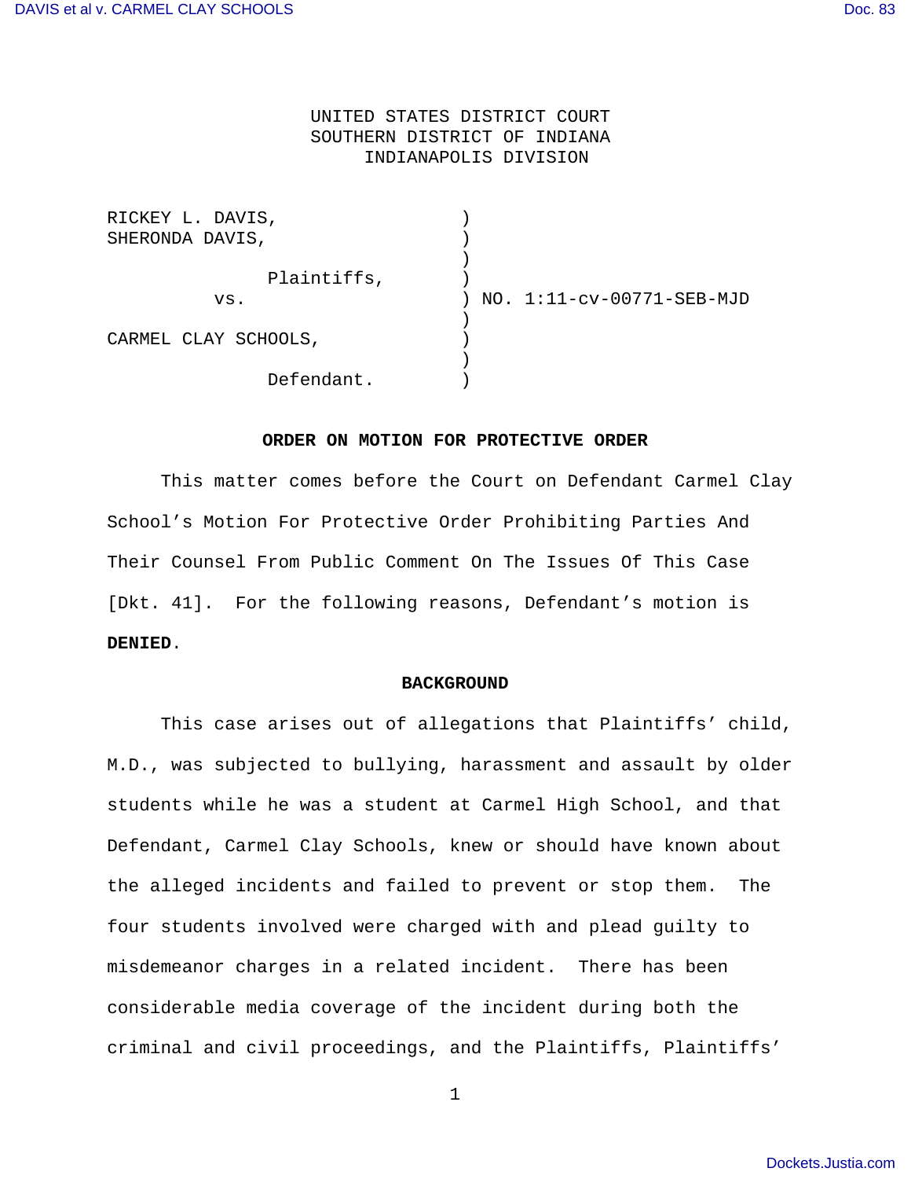UNITED STATES DISTRICT COURT
SOUTHERN DISTRICT OF INDIANA
INDIANAPOLIS DIVISION

| | | |
|---|---|---|
| RICKEY L. DAVIS, SHERONDA DAVIS, | ) | |
| Plaintiffs, | ) | |
| vs. | ) | NO. 1:11-cv-00771-SEB-MJD |
| CARMEL CLAY SCHOOLS, | ) | |
| Defendant. | ) | |

**ORDER ON MOTION FOR PROTECTIVE ORDER**

This matter comes before the Court on Defendant Carmel Clay School's Motion For Protective Order Prohibiting Parties And Their Counsel From Public Comment On The Issues Of This Case [Dkt. 41]. For the following reasons, Defendant's motion is **DENIED**.

**BACKGROUND**

This case arises out of allegations that Plaintiffs' child, M.D., was subjected to bullying, harassment and assault by older students while he was a student at Carmel High School, and that Defendant, Carmel Clay Schools, knew or should have known about the alleged incidents and failed to prevent or stop them. The four students involved were charged with and plead guilty to misdemeanor charges in a related incident. There has been considerable media coverage of the incident during both the criminal and civil proceedings, and the Plaintiffs, Plaintiffs'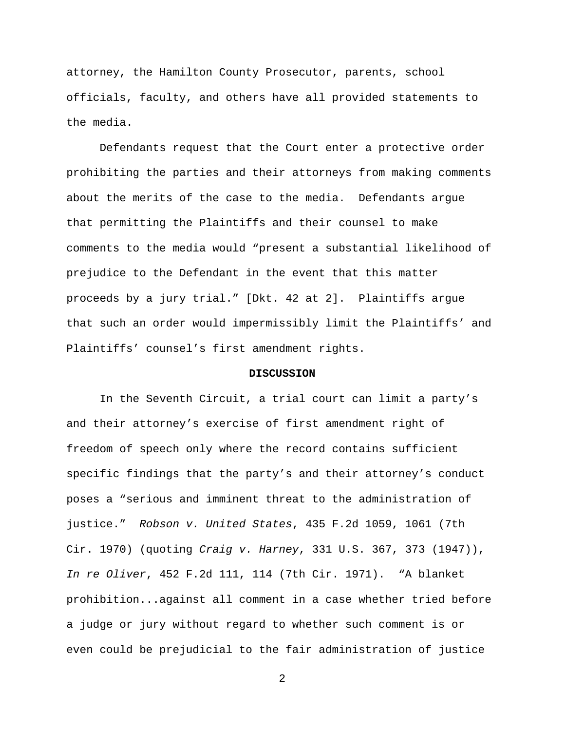attorney, the Hamilton County Prosecutor, parents, school officials, faculty, and others have all provided statements to the media.

Defendants request that the Court enter a protective order prohibiting the parties and their attorneys from making comments about the merits of the case to the media. Defendants argue that permitting the Plaintiffs and their counsel to make comments to the media would "present a substantial likelihood of prejudice to the Defendant in the event that this matter proceeds by a jury trial." [Dkt. 42 at 2]. Plaintiffs argue that such an order would impermissibly limit the Plaintiffs' and Plaintiffs' counsel's first amendment rights.

**DISCUSSION**

In the Seventh Circuit, a trial court can limit a party's and their attorney's exercise of first amendment right of freedom of speech only where the record contains sufficient specific findings that the party's and their attorney's conduct poses a "serious and imminent threat to the administration of justice." *Robson v. United States*, 435 F.2d 1059, 1061 (7th Cir. 1970) (quoting *Craig v. Harney*, 331 U.S. 367, 373 (1947)), *In re Oliver*, 452 F.2d 111, 114 (7th Cir. 1971). "A blanket prohibition...against all comment in a case whether tried before a judge or jury without regard to whether such comment is or even could be prejudicial to the fair administration of justice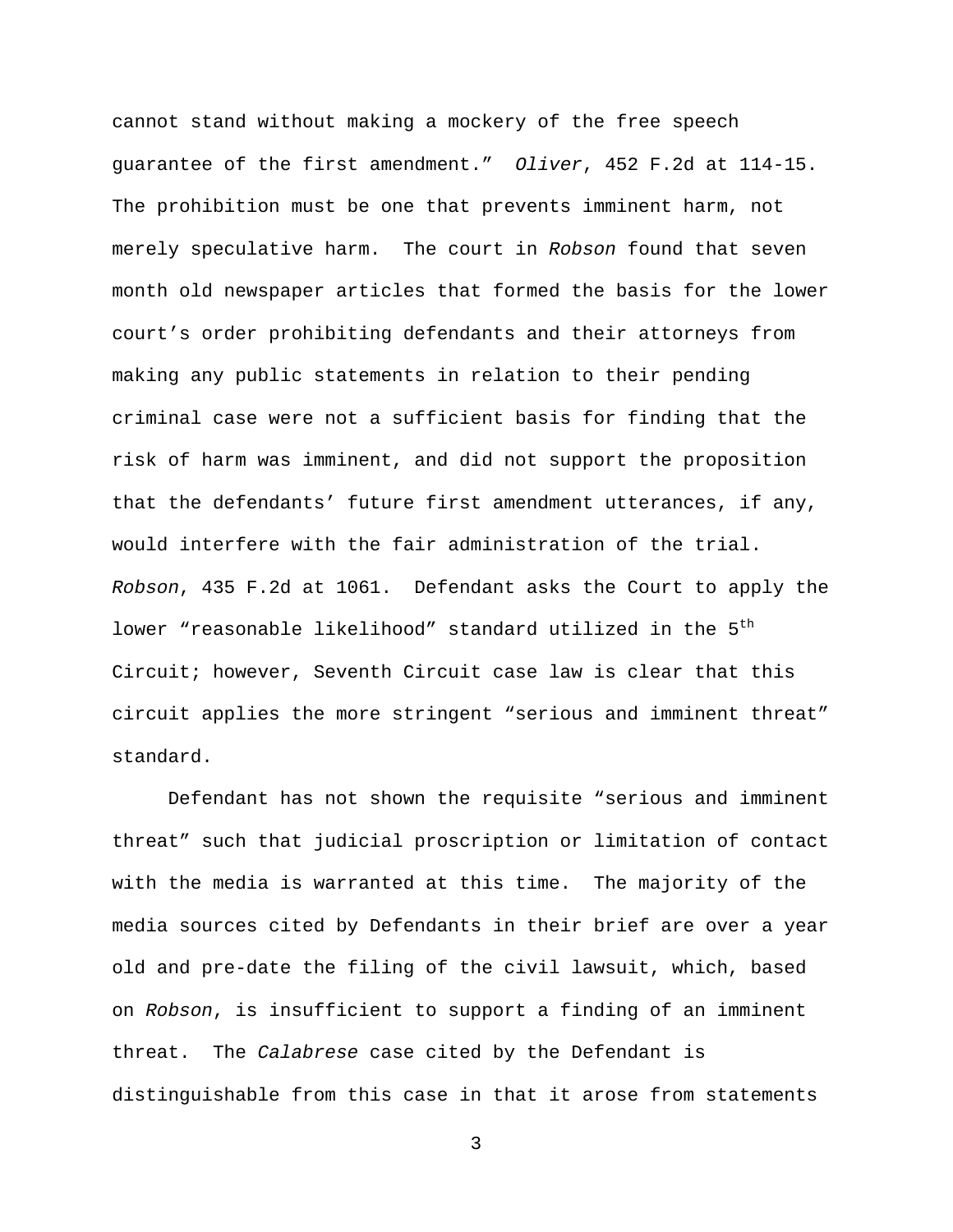cannot stand without making a mockery of the free speech guarantee of the first amendment." *Oliver*, 452 F.2d at 114-15. The prohibition must be one that prevents imminent harm, not merely speculative harm. The court in *Robson* found that seven month old newspaper articles that formed the basis for the lower court's order prohibiting defendants and their attorneys from making any public statements in relation to their pending criminal case were not a sufficient basis for finding that the risk of harm was imminent, and did not support the proposition that the defendants' future first amendment utterances, if any, would interfere with the fair administration of the trial. *Robson*, 435 F.2d at 1061. Defendant asks the Court to apply the lower "reasonable likelihood" standard utilized in the 5th Circuit; however, Seventh Circuit case law is clear that this circuit applies the more stringent "serious and imminent threat" standard.

Defendant has not shown the requisite "serious and imminent threat" such that judicial proscription or limitation of contact with the media is warranted at this time. The majority of the media sources cited by Defendants in their brief are over a year old and pre-date the filing of the civil lawsuit, which, based on *Robson*, is insufficient to support a finding of an imminent threat. The *Calabrese* case cited by the Defendant is distinguishable from this case in that it arose from statements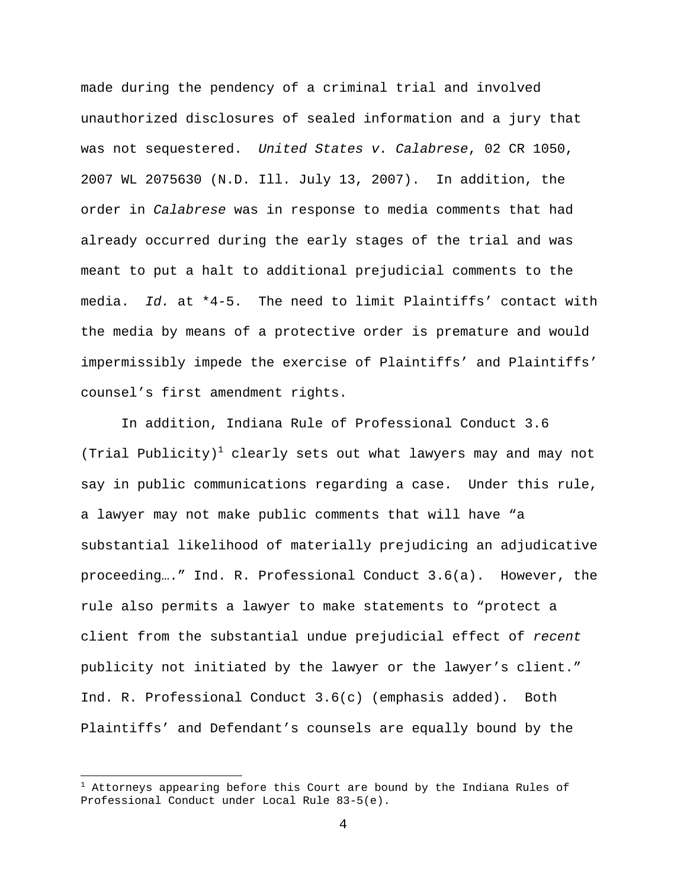made during the pendency of a criminal trial and involved unauthorized disclosures of sealed information and a jury that was not sequestered. *United States v. Calabrese*, 02 CR 1050, 2007 WL 2075630 (N.D. Ill. July 13, 2007). In addition, the order in *Calabrese* was in response to media comments that had already occurred during the early stages of the trial and was meant to put a halt to additional prejudicial comments to the media. *Id.* at *4-5. The need to limit Plaintiffs' contact with the media by means of a protective order is premature and would impermissibly impede the exercise of Plaintiffs' and Plaintiffs' counsel's first amendment rights.

In addition, Indiana Rule of Professional Conduct 3.6 (Trial Publicity)[1] clearly sets out what lawyers may and may not say in public communications regarding a case. Under this rule, a lawyer may not make public comments that will have "a substantial likelihood of materially prejudicing an adjudicative proceeding…." Ind. R. Professional Conduct 3.6(a). However, the rule also permits a lawyer to make statements to "protect a client from the substantial undue prejudicial effect of *recent* publicity not initiated by the lawyer or the lawyer's client." Ind. R. Professional Conduct 3.6(c) (emphasis added). Both Plaintiffs' and Defendant's counsels are equally bound by the

---

[1] Attorneys appearing before this Court are bound by the Indiana Rules of Professional Conduct under Local Rule 83-5(e).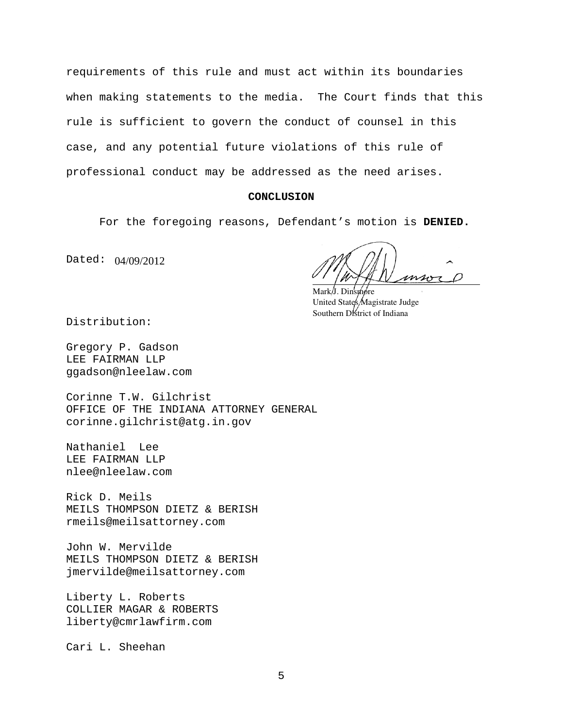requirements of this rule and must act within its boundaries when making statements to the media. The Court finds that this rule is sufficient to govern the conduct of counsel in this case, and any potential future violations of this rule of professional conduct may be addressed as the need arises.

**CONCLUSION**

For the foregoing reasons, Defendant's motion is **DENIED.**

Dated: 04/09/2012

Mark J. Dinsmore
United States Magistrate Judge
Southern District of Indiana

Distribution:

Gregory P. Gadson
LEE FAIRMAN LLP
ggadson@nleelaw.com

Corinne T.W. Gilchrist
OFFICE OF THE INDIANA ATTORNEY GENERAL
corinne.gilchrist@atg.in.gov

Nathaniel Lee
LEE FAIRMAN LLP
nlee@nleelaw.com

Rick D. Meils
MEILS THOMPSON DIETZ & BERISH
rmeils@meilsattorney.com

John W. Mervilde
MEILS THOMPSON DIETZ & BERISH
jmervilde@meilsattorney.com

Liberty L. Roberts
COLLIER MAGAR & ROBERTS
liberty@cmrlawfirm.com

Cari L. Sheehan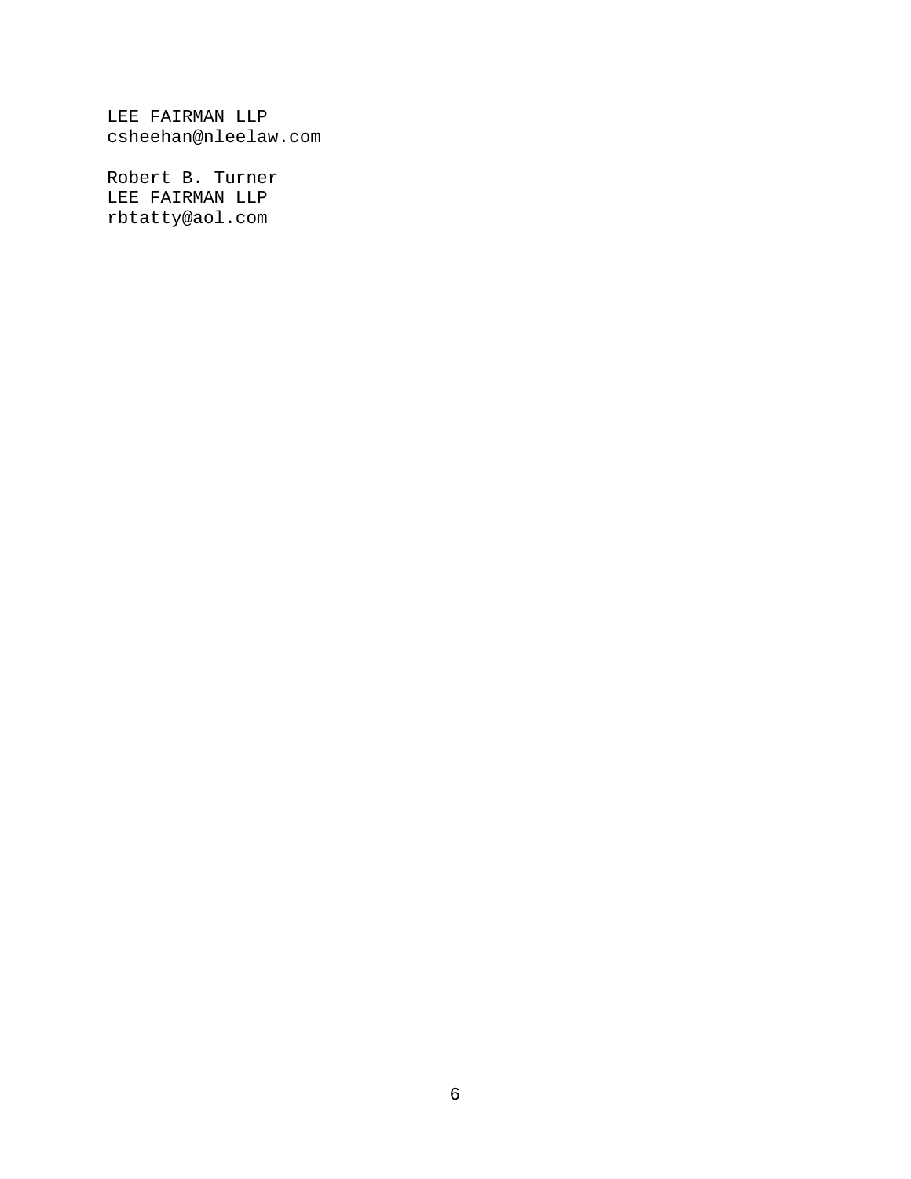LEE FAIRMAN LLP
csheehan@nleelaw.com

Robert B. Turner
LEE FAIRMAN LLP
rbtatty@aol.com